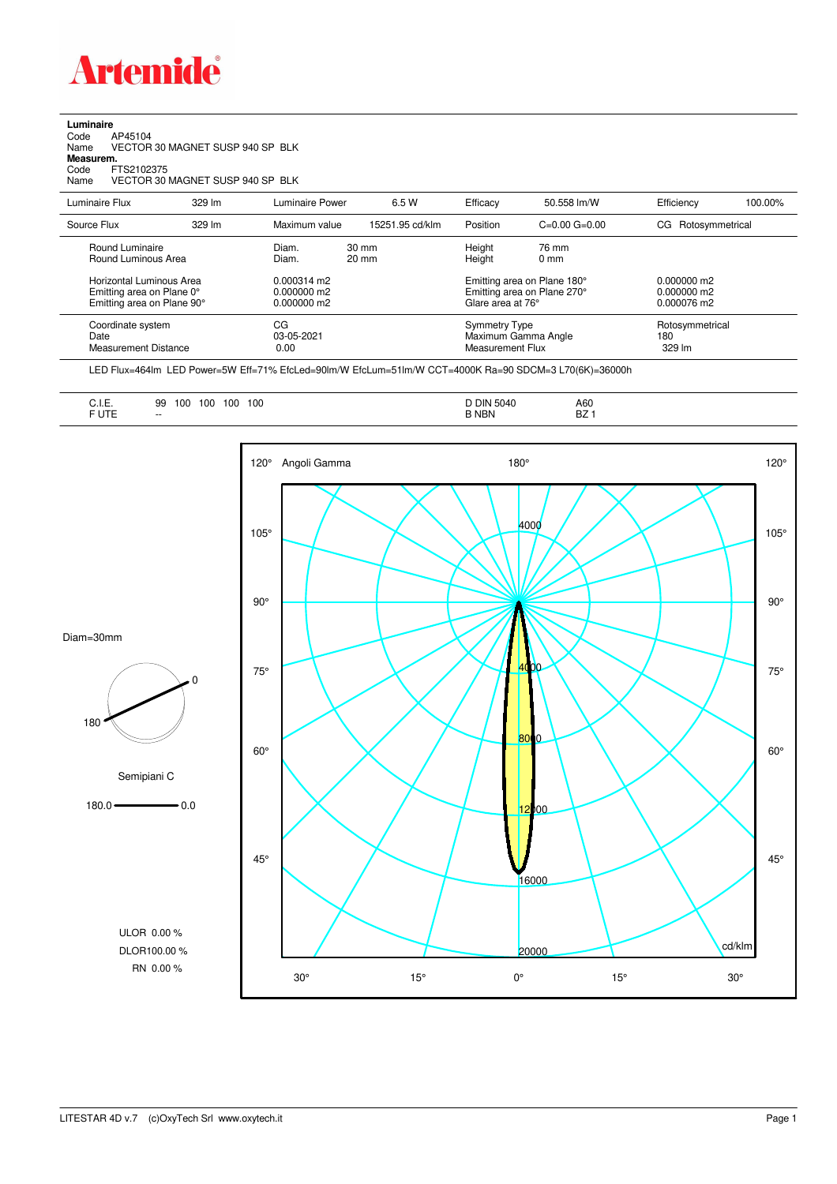# Artemide

**Luminaire**

Code AP45104

Name VECTOR 30 MAGNET SUSP 940 SP BLK

**Measurem.**

Code FTS2102375

Name VECTOR 30 MAGNET SUSP 940 SP BLK

| Luminaire Flux | 329 lm | Luminaire Power | 6.5 W | Efficacy | 50.558 lm/W | Efficiency | 100.00% |
|---|---|---|---|---|---|---|---|
| Source Flux | 329 lm | Maximum value | 15251.95 cd/klm | Position | C=0.00 G=0.00 | CG | Rotosymmetrical |

| | | | | |
|---|---|---|---|---|
| Round Luminaire | Diam. 30 mm | Height 76 mm | |
| Round Luminous Area | Diam. 20 mm | Height 0 mm | |
| Horizontal Luminous Area | 0.000314 m2 | Emitting area on Plane 180° | 0.000000 m2 |
| Emitting area on Plane 0° | 0.000000 m2 | Emitting area on Plane 270° | 0.000000 m2 |
| Emitting area on Plane 90° | 0.000000 m2 | Glare area at 76° | 0.000076 m2 |

| | | | |
|---|---|---|---|
| Coordinate system | CG | Symmetry Type | Rotosymmetrical |
| Date | 03-05-2021 | Maximum Gamma Angle | 180 |
| Measurement Distance | 0.00 | Measurement Flux | 329 lm |

LED Flux=464lm LED Power=5W Eff=71% EfcLed=90lm/W EfcLum=51lm/W CCT=4000K Ra=90 SDCM=3 L70(6K)=36000h

| | | | |
|---|---|---|---|
| C.I.E. | 99 100 100 100 100 | D DIN 5040 | A60 |
| F UTE | -- | B NBN | BZ 1 |

Diam=30mm

Semipiani C

180.0 — 0.0

ULOR 0.00 %

DLOR100.00 %

RN 0.00 %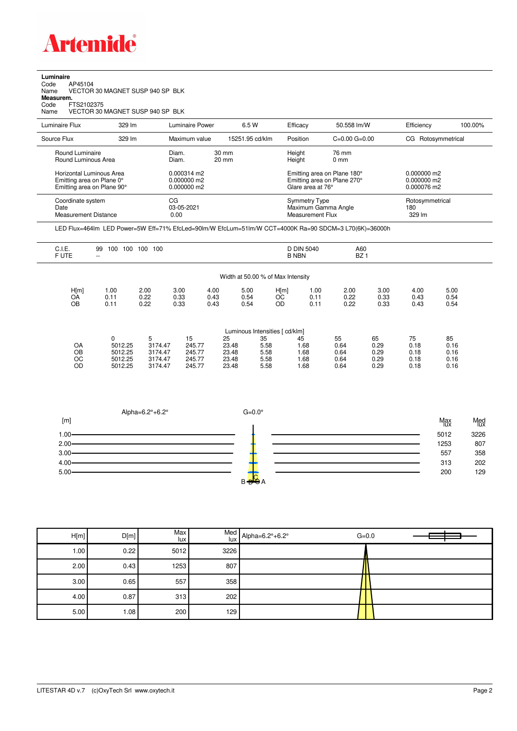**Artemide**

**Luminaire**
Code AP45104
Name VECTOR 30 MAGNET SUSP 940 SP BLK
**Measurem.**
Code FTS2102375
Name VECTOR 30 MAGNET SUSP 940 SP BLK

| | | | | | | | |
|---|---|---|---|---|---|---|---|
| Luminaire Flux | 329 lm | Luminaire Power | 6.5 W | Efficacy | 50.558 lm/W | Efficiency | 100.00% |
| Source Flux | 329 lm | Maximum value | 15251.95 cd/klm | Position | C=0.00 G=0.00 | CG Rotosymmetrical | |

| | | | | | |
|---|---|---|---|---|---|
| Round Luminaire | Diam. | 30 mm | Height | 76 mm | |
| Round Luminous Area | Diam. | 20 mm | Height | 0 mm | |
| Horizontal Luminous Area | 0.000314 m2 | | Emitting area on Plane 180° | | 0.000000 m2 |
| Emitting area on Plane 0° | 0.000000 m2 | | Emitting area on Plane 270° | | 0.000000 m2 |
| Emitting area on Plane 90° | 0.000000 m2 | | Glare area at 76° | | 0.000076 m2 |
| Coordinate system | CG | | Symmetry Type | | Rotosymmetrical |
| Date | 03-05-2021 | | Maximum Gamma Angle | | 180 |
| Measurement Distance | 0.00 | | Measurement Flux | | 329 lm |

LED Flux=464lm LED Power=5W Eff=71% EfcLed=90lm/W EfcLum=51lm/W CCT=4000K Ra=90 SDCM=3 L70(6K)=36000h

| | | | |
|---|---|---|---|
| C.I.E. | 99 100 100 100 100 | D DIN 5040 | A60 |
| F UTE | -- | B NBN | BZ 1 |

Width at 50.00 % of Max Intensity

| H[m] | 1.00 | 2.00 | 3.00 | 4.00 | 5.00 | H[m] | 1.00 | 2.00 | 3.00 | 4.00 | 5.00 |
|---|---|---|---|---|---|---|---|---|---|---|---|
| OA | 0.11 | 0.22 | 0.33 | 0.43 | 0.54 | OC | 0.11 | 0.22 | 0.33 | 0.43 | 0.54 |
| OB | 0.11 | 0.22 | 0.33 | 0.43 | 0.54 | OD | 0.11 | 0.22 | 0.33 | 0.43 | 0.54 |

Luminous Intensities [ cd/klm]

| | 0 | 5 | 15 | 25 | 35 | 45 | 55 | 65 | 75 | 85 |
|---|---|---|---|---|---|---|---|---|---|---|
| OA | 5012.25 | 3174.47 | 245.77 | 23.48 | 5.58 | 1.68 | 0.64 | 0.29 | 0.18 | 0.16 |
| OB | 5012.25 | 3174.47 | 245.77 | 23.48 | 5.58 | 1.68 | 0.64 | 0.29 | 0.18 | 0.16 |
| OC | 5012.25 | 3174.47 | 245.77 | 23.48 | 5.58 | 1.68 | 0.64 | 0.29 | 0.18 | 0.16 |
| OD | 5012.25 | 3174.47 | 245.77 | 23.48 | 5.58 | 1.68 | 0.64 | 0.29 | 0.18 | 0.16 |

Alpha=6.2°+6.2°
G=0.0°
[m]
1.00
2.00
3.00
4.00
5.00
B D C A
Max lux: 5012, 1253, 557, 313, 200
Med lux: 3226, 807, 358, 202, 129

| H[m] | D[m] | Max lux | Med lux | Alpha=6.2°+6.2° G=0.0 |
|---|---|---|---|---|
| 1.00 | 0.22 | 5012 | 3226 | |
| 2.00 | 0.43 | 1253 | 807 | |
| 3.00 | 0.65 | 557 | 358 | |
| 4.00 | 0.87 | 313 | 202 | |
| 5.00 | 1.08 | 200 | 129 | |

LITESTAR 4D v.7 (c)OxyTech Srl www.oxytech.it